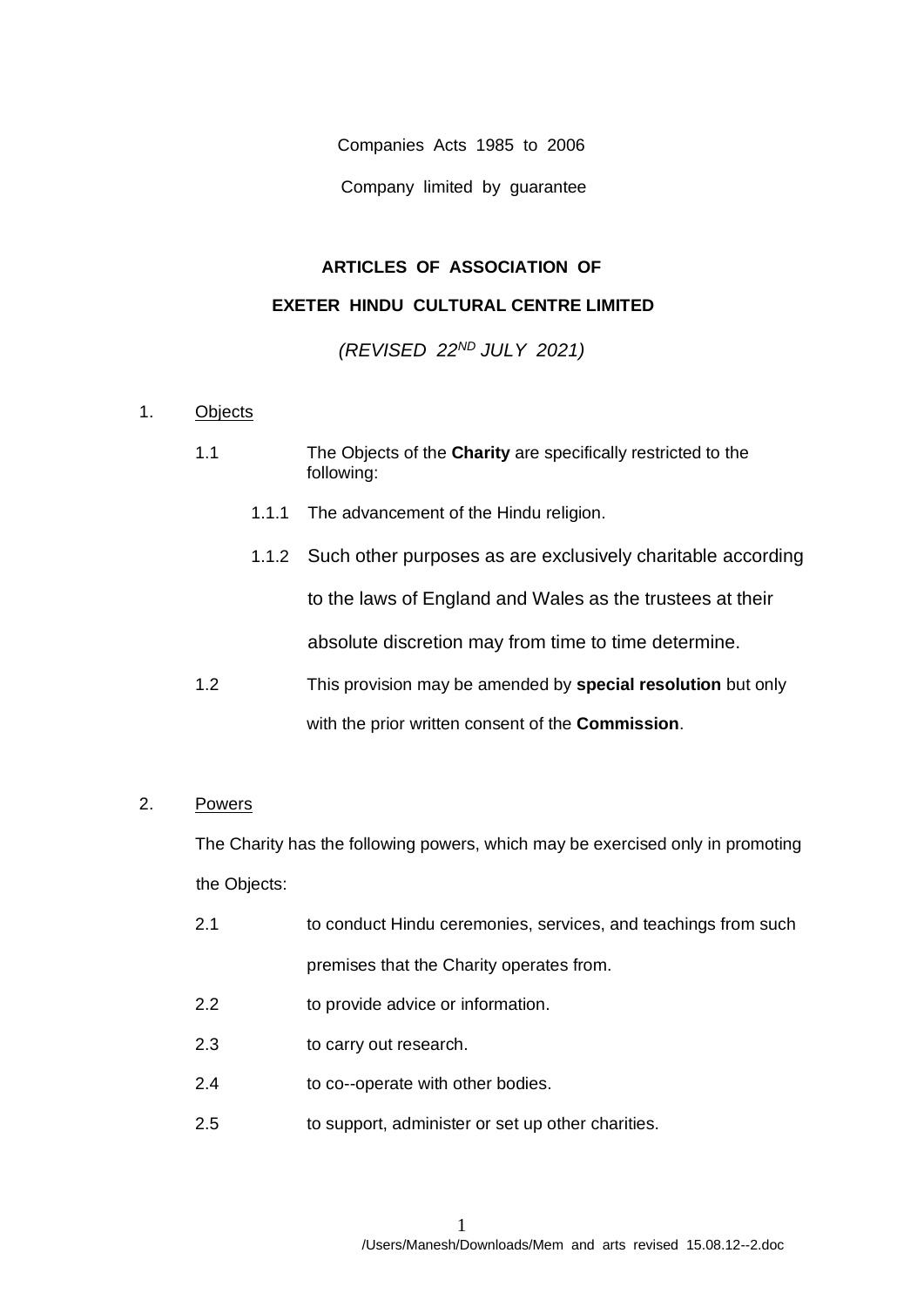Companies Acts 1985 to 2006

Company limited by guarantee

**ARTICLES OF ASSOCIATION OF**

**EXETER HINDU CULTURAL CENTRE LIMITED**

*(REVISED 22ND JULY 2021)*

1. <u>Objects</u>

   1.1 The Objects of the **Charity** are specifically restricted to the following:

      1.1.1 The advancement of the Hindu religion.

      1.1.2 Such other purposes as are exclusively charitable according to the laws of England and Wales as the trustees at their absolute discretion may from time to time determine.

   1.2 This provision may be amended by **special resolution** but only with the prior written consent of the **Commission**.

2. <u>Powers</u>

   The Charity has the following powers, which may be exercised only in promoting the Objects:

   2.1 to conduct Hindu ceremonies, services, and teachings from such premises that the Charity operates from.

   2.2 to provide advice or information.

   2.3 to carry out research.

   2.4 to co--operate with other bodies.

   2.5 to support, administer or set up other charities.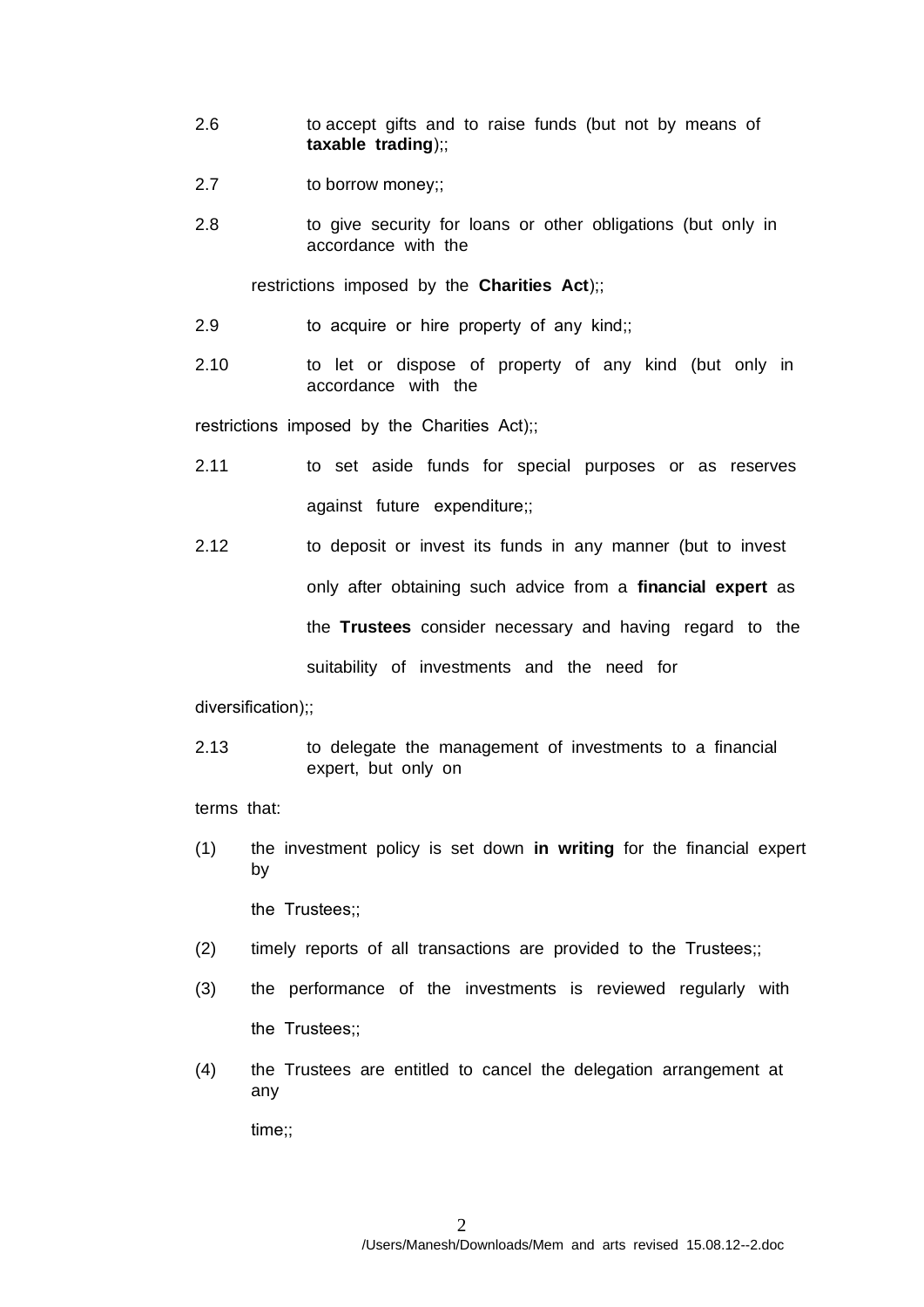2.6 to accept gifts and to raise funds (but not by means of **taxable trading**);;

2.7 to borrow money;;

2.8 to give security for loans or other obligations (but only in accordance with the restrictions imposed by the **Charities Act**);;

2.9 to acquire or hire property of any kind;;

2.10 to let or dispose of property of any kind (but only in accordance with the restrictions imposed by the Charities Act);;

2.11 to set aside funds for special purposes or as reserves against future expenditure;;

2.12 to deposit or invest its funds in any manner (but to invest only after obtaining such advice from a **financial expert** as the **Trustees** consider necessary and having regard to the suitability of investments and the need for diversification);;

2.13 to delegate the management of investments to a financial expert, but only on terms that:

(1) the investment policy is set down **in writing** for the financial expert by the Trustees;;

(2) timely reports of all transactions are provided to the Trustees;;

(3) the performance of the investments is reviewed regularly with the Trustees;;

(4) the Trustees are entitled to cancel the delegation arrangement at any time;;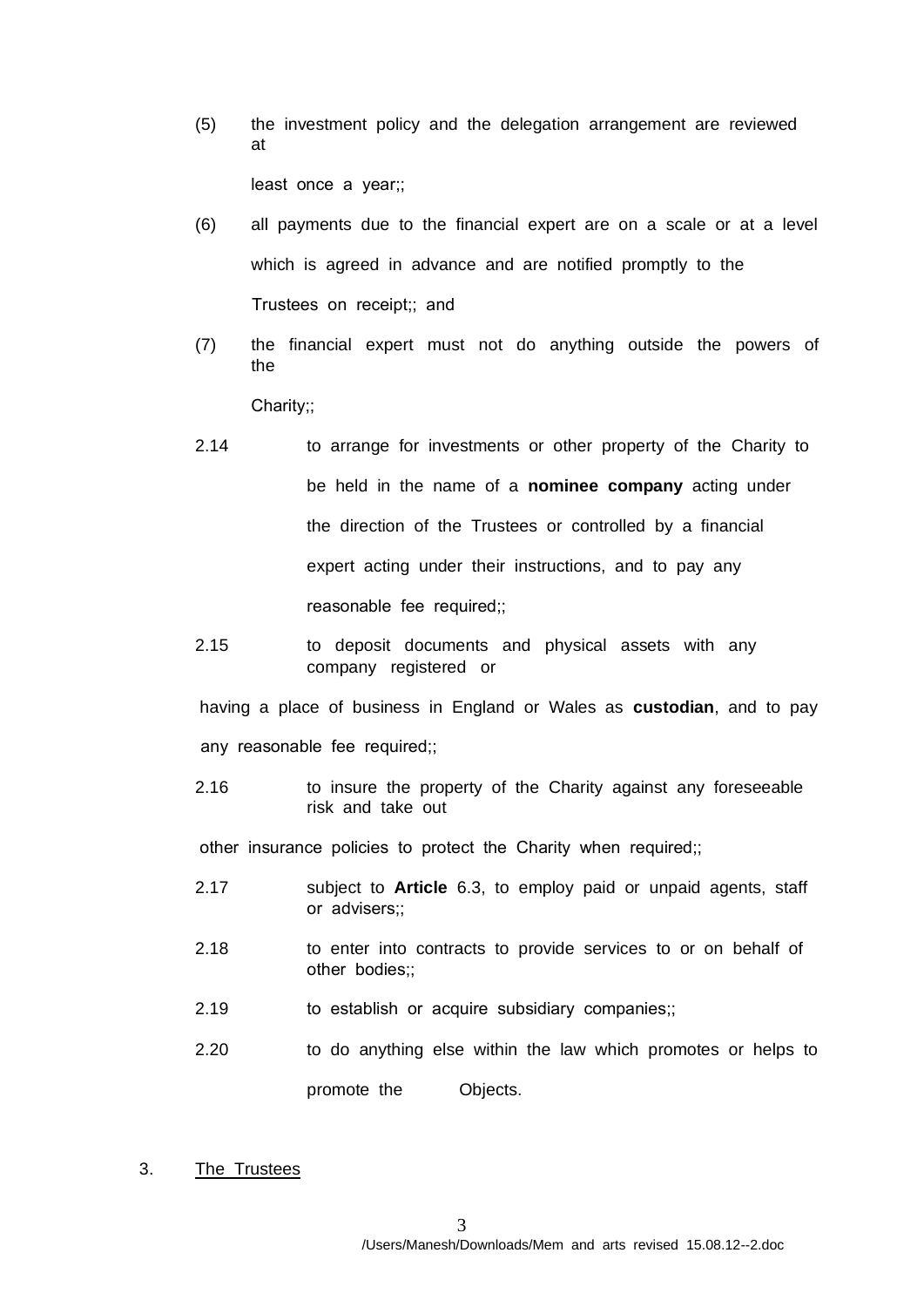(5) the investment policy and the delegation arrangement are reviewed at least once a year;;

(6) all payments due to the financial expert are on a scale or at a level which is agreed in advance and are notified promptly to the Trustees on receipt;; and

(7) the financial expert must not do anything outside the powers of the Charity;;

2.14 to arrange for investments or other property of the Charity to be held in the name of a **nominee company** acting under the direction of the Trustees or controlled by a financial expert acting under their instructions, and to pay any reasonable fee required;;

2.15 to deposit documents and physical assets with any company registered or having a place of business in England or Wales as **custodian**, and to pay any reasonable fee required;;

2.16 to insure the property of the Charity against any foreseeable risk and take out other insurance policies to protect the Charity when required;;

2.17 subject to **Article** 6.3, to employ paid or unpaid agents, staff or advisers;;

2.18 to enter into contracts to provide services to or on behalf of other bodies;;

2.19 to establish or acquire subsidiary companies;;

2.20 to do anything else within the law which promotes or helps to promote the Objects.

3. <u>The Trustees</u>

/Users/Manesh/Downloads/Mem and arts revised 15.08.12--2.doc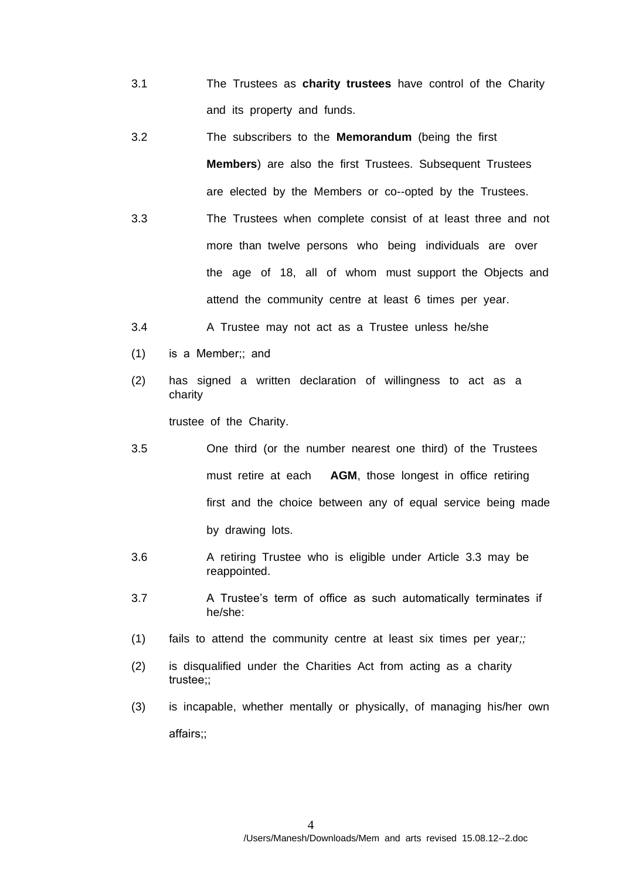3.1 The Trustees as **charity trustees** have control of the Charity and its property and funds.

3.2 The subscribers to the **Memorandum** (being the first **Members**) are also the first Trustees. Subsequent Trustees are elected by the Members or co--opted by the Trustees.

3.3 The Trustees when complete consist of at least three and not more than twelve persons who being individuals are over the age of 18, all of whom must support the Objects and attend the community centre at least 6 times per year.

3.4 A Trustee may not act as a Trustee unless he/she

(1) is a Member;; and

(2) has signed a written declaration of willingness to act as a charity trustee of the Charity.

3.5 One third (or the number nearest one third) of the Trustees must retire at each **AGM**, those longest in office retiring first and the choice between any of equal service being made by drawing lots.

3.6 A retiring Trustee who is eligible under Article 3.3 may be reappointed.

3.7 A Trustee's term of office as such automatically terminates if he/she:

(1) fails to attend the community centre at least six times per year*;;*

(2) is disqualified under the Charities Act from acting as a charity trustee;;

(3) is incapable, whether mentally or physically, of managing his/her own affairs;;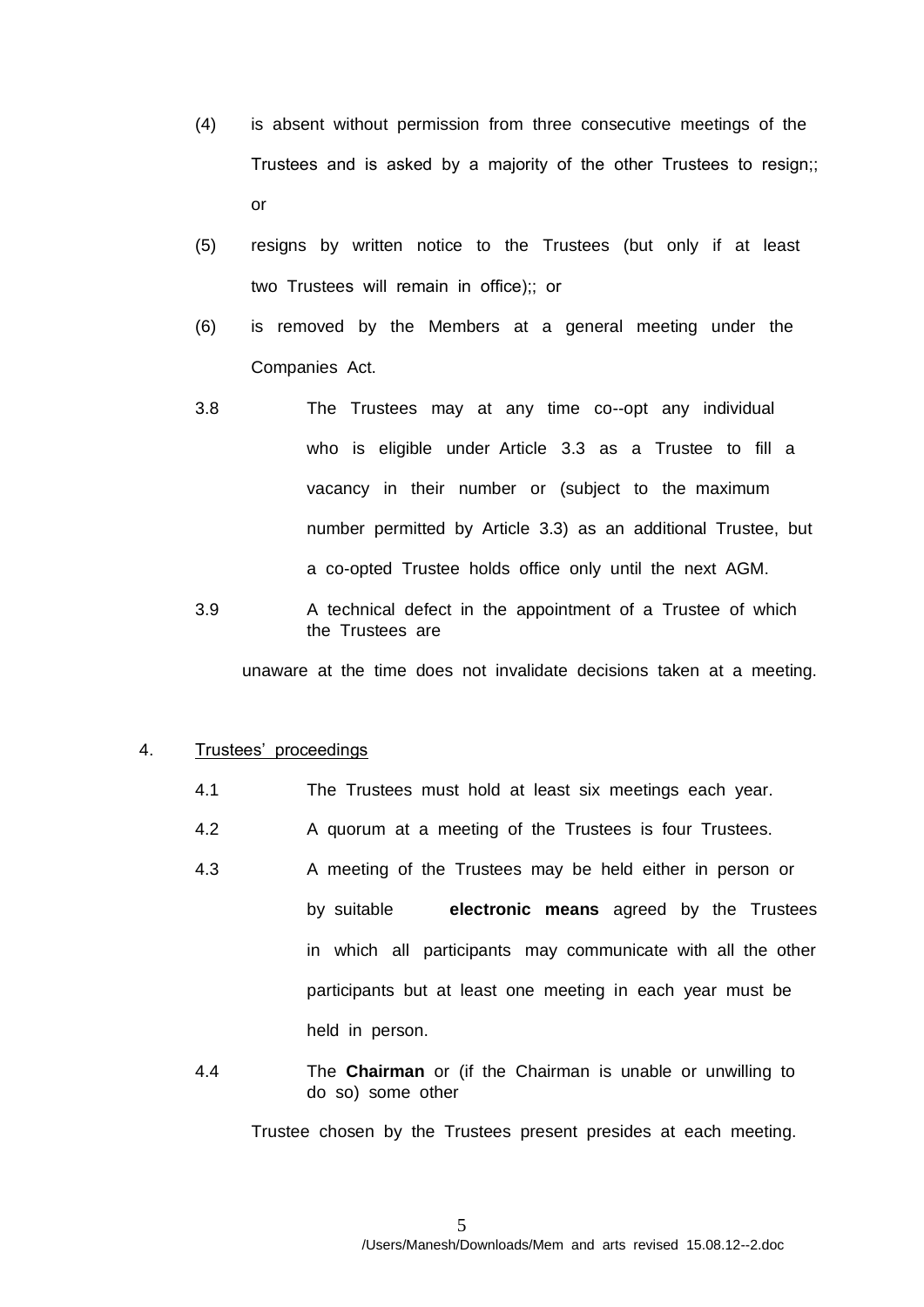(4) is absent without permission from three consecutive meetings of the Trustees and is asked by a majority of the other Trustees to resign;; or

(5) resigns by written notice to the Trustees (but only if at least two Trustees will remain in office);; or

(6) is removed by the Members at a general meeting under the Companies Act.

3.8 The Trustees may at any time co--opt any individual who is eligible under Article 3.3 as a Trustee to fill a vacancy in their number or (subject to the maximum number permitted by Article 3.3) as an additional Trustee, but a co-opted Trustee holds office only until the next AGM.

3.9 A technical defect in the appointment of a Trustee of which the Trustees are unaware at the time does not invalidate decisions taken at a meeting.

4. Trustees' proceedings

4.1 The Trustees must hold at least six meetings each year.

4.2 A quorum at a meeting of the Trustees is four Trustees.

4.3 A meeting of the Trustees may be held either in person or by suitable **electronic means** agreed by the Trustees in which all participants may communicate with all the other participants but at least one meeting in each year must be held in person.

4.4 The **Chairman** or (if the Chairman is unable or unwilling to do so) some other Trustee chosen by the Trustees present presides at each meeting.

/Users/Manesh/Downloads/Mem and arts revised 15.08.12--2.doc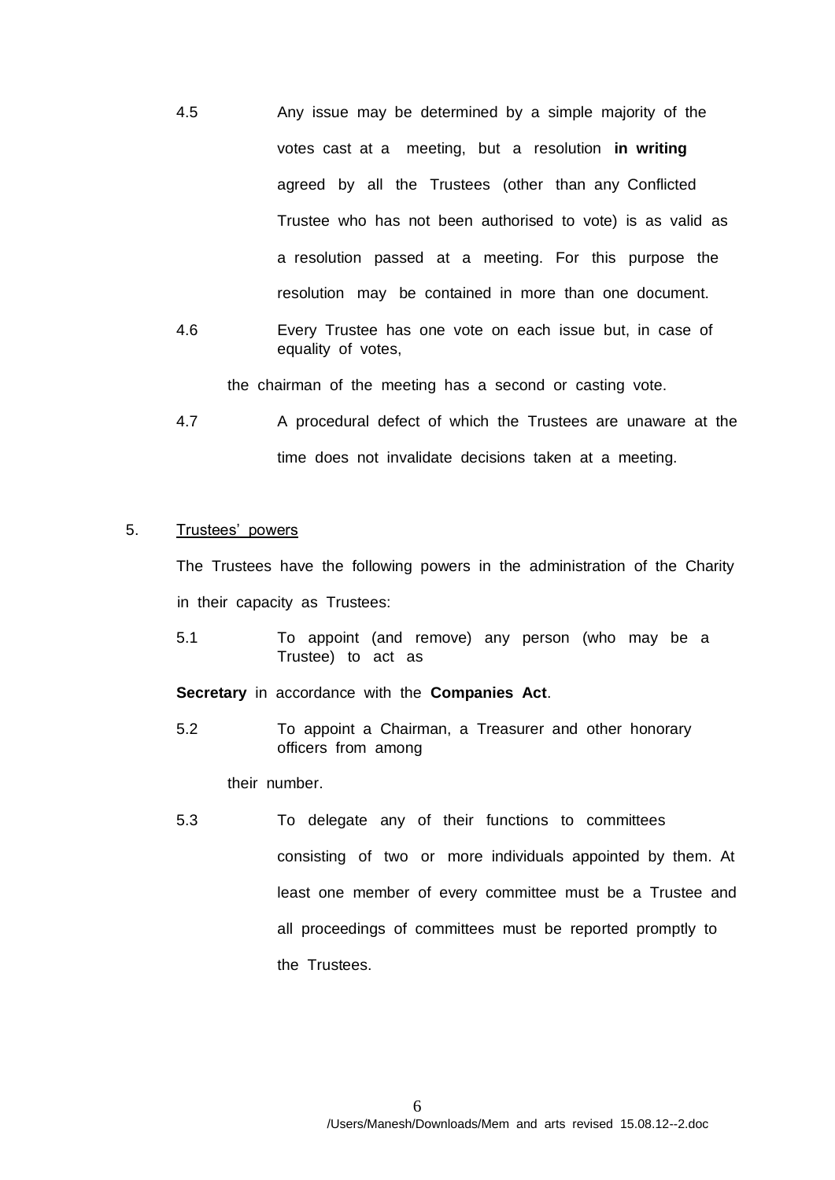4.5 Any issue may be determined by a simple majority of the votes cast at a meeting, but a resolution **in writing** agreed by all the Trustees (other than any Conflicted Trustee who has not been authorised to vote) is as valid as a resolution passed at a meeting. For this purpose the resolution may be contained in more than one document.

4.6 Every Trustee has one vote on each issue but, in case of equality of votes, the chairman of the meeting has a second or casting vote.

4.7 A procedural defect of which the Trustees are unaware at the time does not invalidate decisions taken at a meeting.

5. <u>Trustees' powers</u>

The Trustees have the following powers in the administration of the Charity in their capacity as Trustees:

5.1 To appoint (and remove) any person (who may be a Trustee) to act as **Secretary** in accordance with the **Companies Act**.

5.2 To appoint a Chairman, a Treasurer and other honorary officers from among their number.

5.3 To delegate any of their functions to committees consisting of two or more individuals appointed by them. At least one member of every committee must be a Trustee and all proceedings of committees must be reported promptly to the Trustees.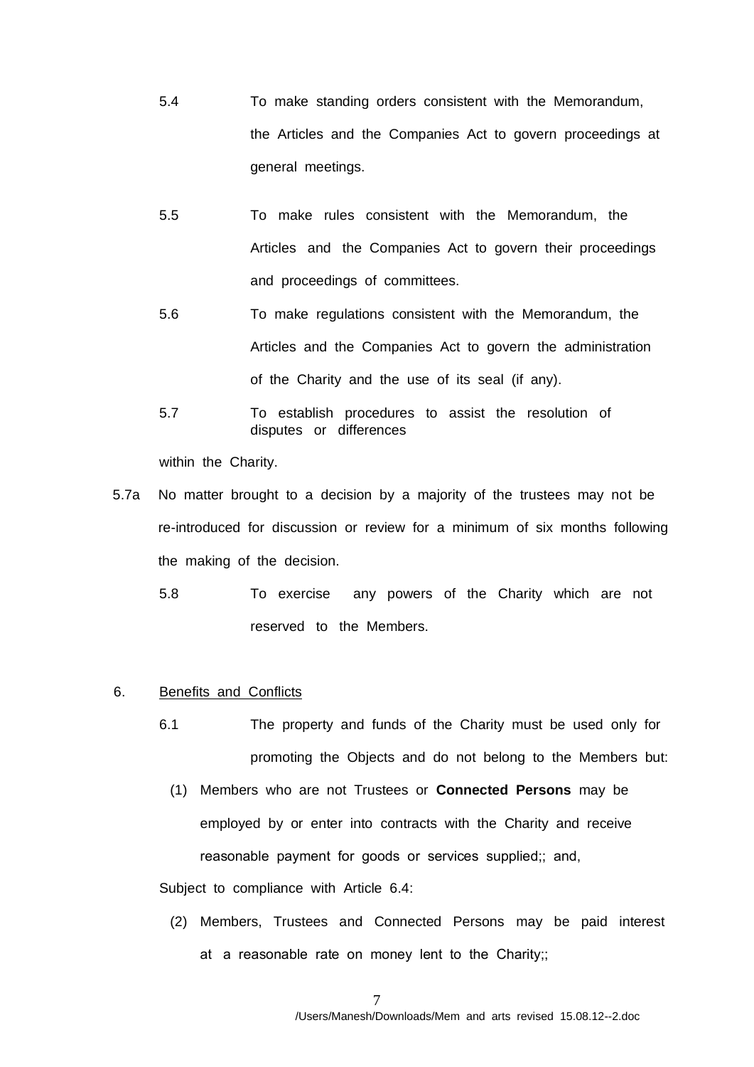5.4 To make standing orders consistent with the Memorandum, the Articles and the Companies Act to govern proceedings at general meetings.

5.5 To make rules consistent with the Memorandum, the Articles and the Companies Act to govern their proceedings and proceedings of committees.

5.6 To make regulations consistent with the Memorandum, the Articles and the Companies Act to govern the administration of the Charity and the use of its seal (if any).

5.7 To establish procedures to assist the resolution of disputes or differences within the Charity.

5.7a No matter brought to a decision by a majority of the trustees may not be re-introduced for discussion or review for a minimum of six months following the making of the decision.

5.8 To exercise any powers of the Charity which are not reserved to the Members.

6. Benefits and Conflicts

6.1 The property and funds of the Charity must be used only for promoting the Objects and do not belong to the Members but:

(1) Members who are not Trustees or **Connected Persons** may be employed by or enter into contracts with the Charity and receive reasonable payment for goods or services supplied;; and,

Subject to compliance with Article 6.4:

(2) Members, Trustees and Connected Persons may be paid interest at a reasonable rate on money lent to the Charity;;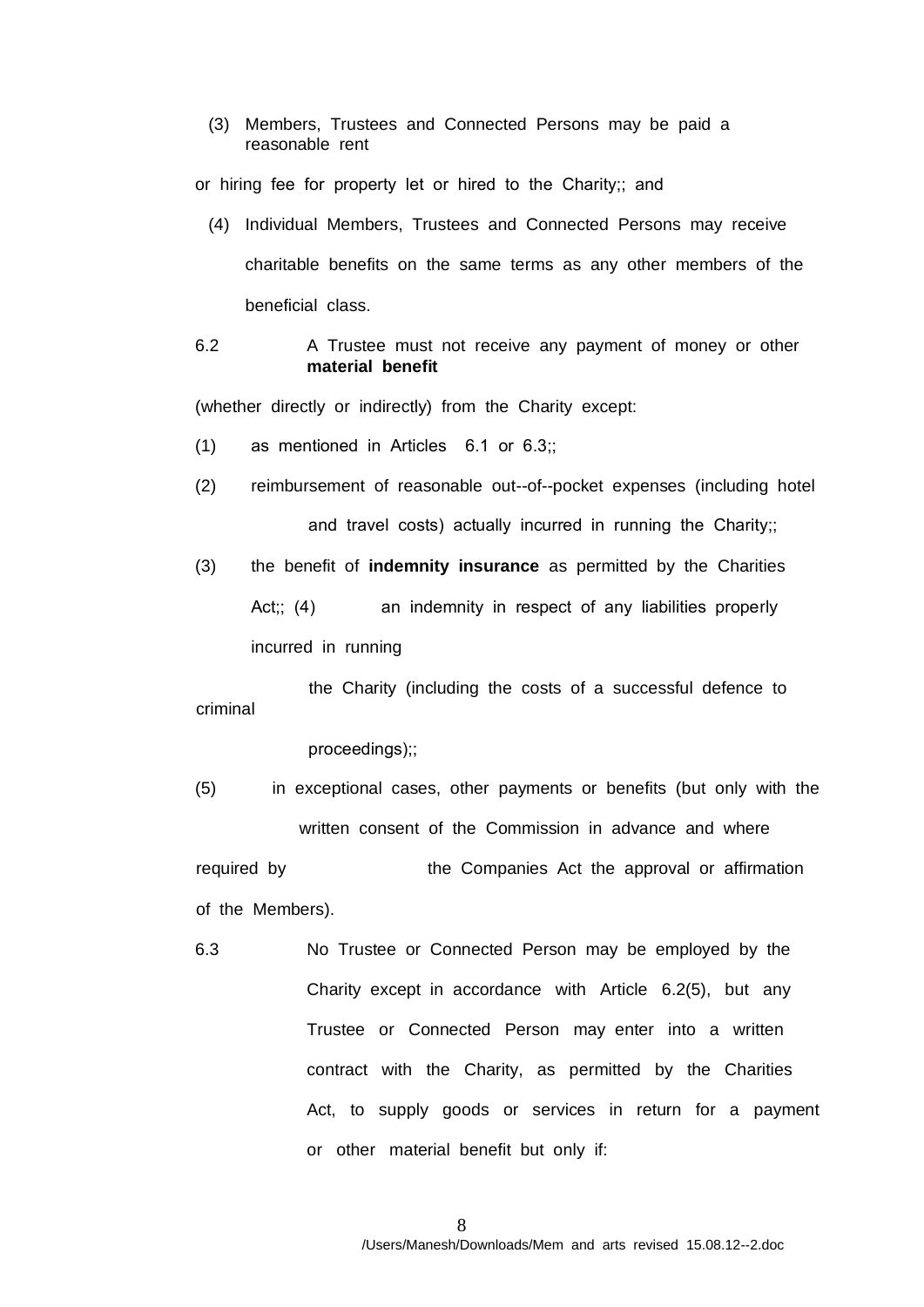(3) Members, Trustees and Connected Persons may be paid a reasonable rent or hiring fee for property let or hired to the Charity;; and

(4) Individual Members, Trustees and Connected Persons may receive charitable benefits on the same terms as any other members of the beneficial class.

6.2 A Trustee must not receive any payment of money or other **material benefit** (whether directly or indirectly) from the Charity except:

(1) as mentioned in Articles 6.1 or 6.3;;

(2) reimbursement of reasonable out--of--pocket expenses (including hotel and travel costs) actually incurred in running the Charity;;

(3) the benefit of **indemnity insurance** as permitted by the Charities Act;;

(4) an indemnity in respect of any liabilities properly incurred in running the Charity (including the costs of a successful defence to criminal proceedings);;

(5) in exceptional cases, other payments or benefits (but only with the written consent of the Commission in advance and where required by the Companies Act the approval or affirmation of the Members).

6.3 No Trustee or Connected Person may be employed by the Charity except in accordance with Article 6.2(5), but any Trustee or Connected Person may enter into a written contract with the Charity, as permitted by the Charities Act, to supply goods or services in return for a payment or other material benefit but only if:

/Users/Manesh/Downloads/Mem and arts revised 15.08.12--2.doc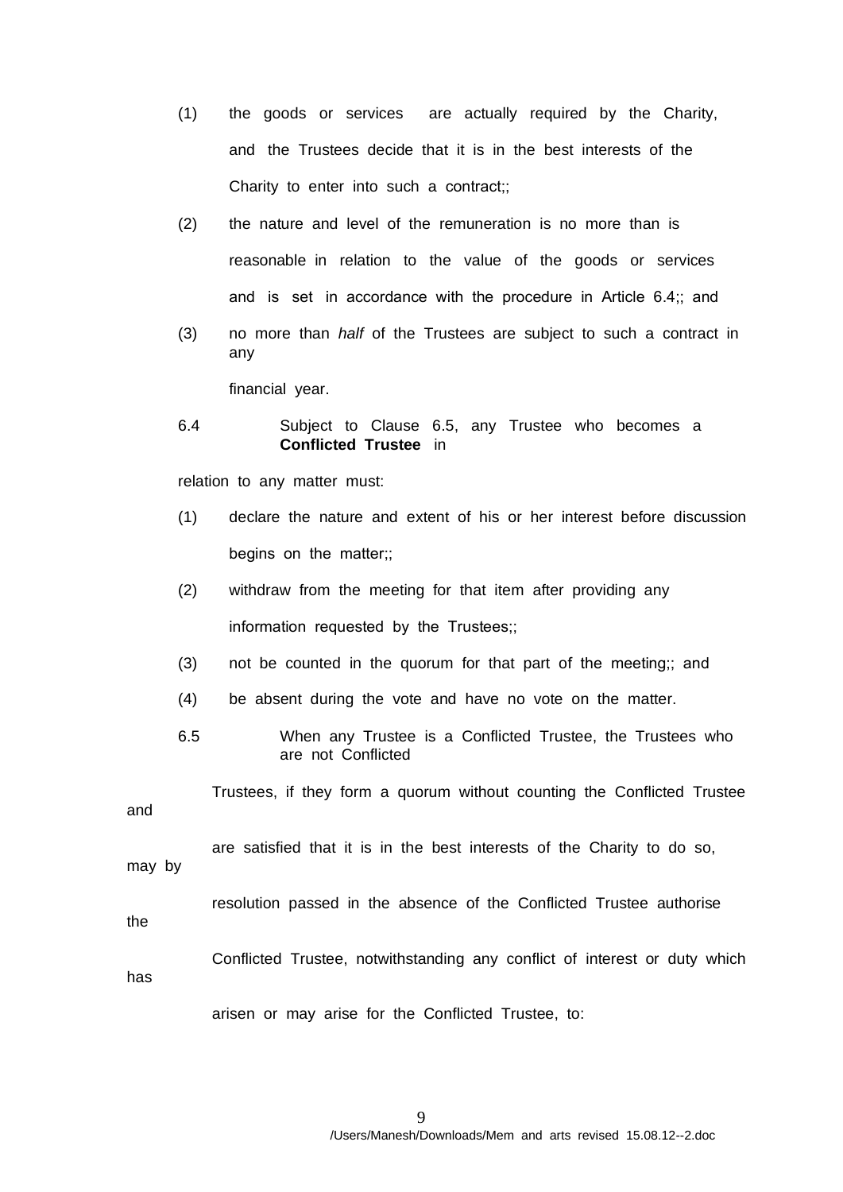(1) the goods or services are actually required by the Charity, and the Trustees decide that it is in the best interests of the Charity to enter into such a contract;;

(2) the nature and level of the remuneration is no more than is reasonable in relation to the value of the goods or services and is set in accordance with the procedure in Article 6.4;; and

(3) no more than *half* of the Trustees are subject to such a contract in any financial year.

6.4 Subject to Clause 6.5, any Trustee who becomes a **Conflicted Trustee** in relation to any matter must:

(1) declare the nature and extent of his or her interest before discussion begins on the matter;;

(2) withdraw from the meeting for that item after providing any information requested by the Trustees;;

(3) not be counted in the quorum for that part of the meeting;; and

(4) be absent during the vote and have no vote on the matter.

6.5 When any Trustee is a Conflicted Trustee, the Trustees who are not Conflicted Trustees, if they form a quorum without counting the Conflicted Trustee and are satisfied that it is in the best interests of the Charity to do so, may by resolution passed in the absence of the Conflicted Trustee authorise the Conflicted Trustee, notwithstanding any conflict of interest or duty which has arisen or may arise for the Conflicted Trustee, to: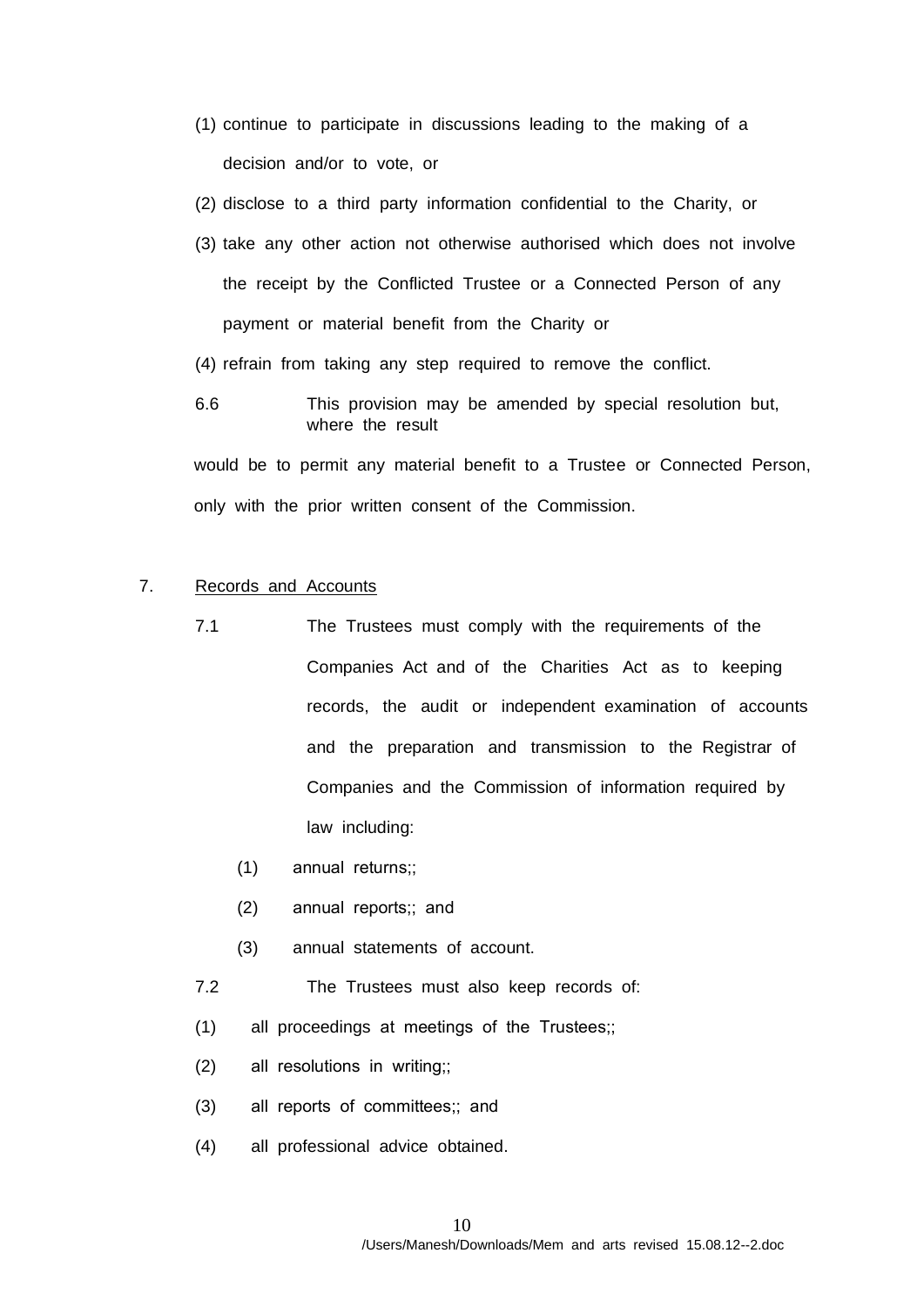(1) continue to participate in discussions leading to the making of a decision and/or to vote, or

(2) disclose to a third party information confidential to the Charity, or

(3) take any other action not otherwise authorised which does not involve the receipt by the Conflicted Trustee or a Connected Person of any payment or material benefit from the Charity or

(4) refrain from taking any step required to remove the conflict.

6.6 This provision may be amended by special resolution but, where the result would be to permit any material benefit to a Trustee or Connected Person, only with the prior written consent of the Commission.

7. Records and Accounts

7.1 The Trustees must comply with the requirements of the Companies Act and of the Charities Act as to keeping records, the audit or independent examination of accounts and the preparation and transmission to the Registrar of Companies and the Commission of information required by law including:

(1) annual returns;;

(2) annual reports;; and

(3) annual statements of account.

7.2 The Trustees must also keep records of:

(1) all proceedings at meetings of the Trustees;;

(2) all resolutions in writing;;

(3) all reports of committees;; and

(4) all professional advice obtained.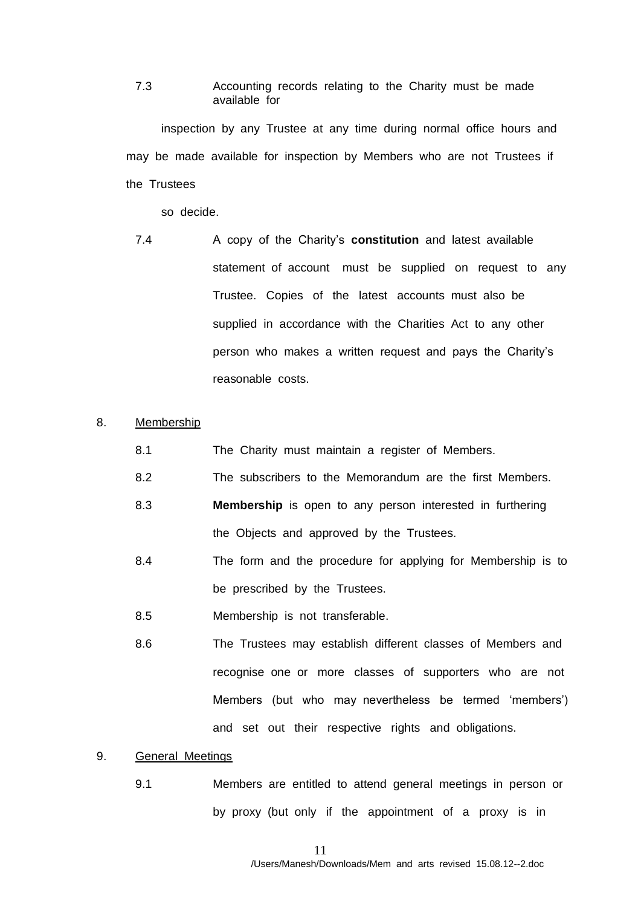7.3 Accounting records relating to the Charity must be made available for inspection by any Trustee at any time during normal office hours and may be made available for inspection by Members who are not Trustees if the Trustees so decide.

7.4 A copy of the Charity's **constitution** and latest available statement of account must be supplied on request to any Trustee. Copies of the latest accounts must also be supplied in accordance with the Charities Act to any other person who makes a written request and pays the Charity's reasonable costs.

8. Membership

8.1 The Charity must maintain a register of Members.

8.2 The subscribers to the Memorandum are the first Members.

8.3 **Membership** is open to any person interested in furthering the Objects and approved by the Trustees.

8.4 The form and the procedure for applying for Membership is to be prescribed by the Trustees.

8.5 Membership is not transferable.

8.6 The Trustees may establish different classes of Members and recognise one or more classes of supporters who are not Members (but who may nevertheless be termed 'members') and set out their respective rights and obligations.

9. General Meetings

9.1 Members are entitled to attend general meetings in person or by proxy (but only if the appointment of a proxy is in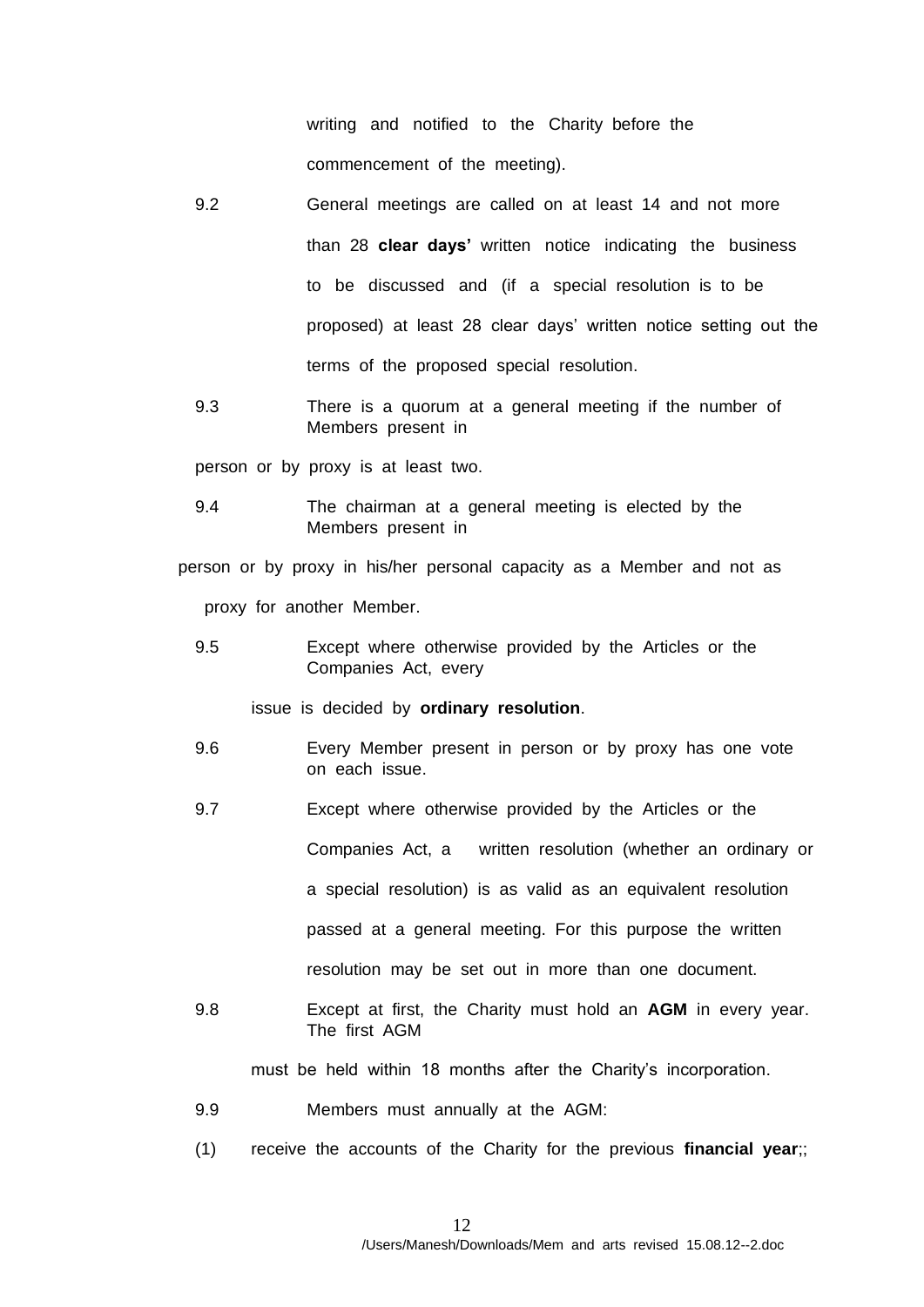writing and notified to the Charity before the commencement of the meeting).

9.2 General meetings are called on at least 14 and not more than 28 **clear days'** written notice indicating the business to be discussed and (if a special resolution is to be proposed) at least 28 clear days' written notice setting out the terms of the proposed special resolution.

9.3 There is a quorum at a general meeting if the number of Members present in person or by proxy is at least two.

9.4 The chairman at a general meeting is elected by the Members present in person or by proxy in his/her personal capacity as a Member and not as proxy for another Member.

9.5 Except where otherwise provided by the Articles or the Companies Act, every issue is decided by **ordinary resolution**.

9.6 Every Member present in person or by proxy has one vote on each issue.

9.7 Except where otherwise provided by the Articles or the Companies Act, a written resolution (whether an ordinary or a special resolution) is as valid as an equivalent resolution passed at a general meeting. For this purpose the written resolution may be set out in more than one document.

9.8 Except at first, the Charity must hold an **AGM** in every year. The first AGM must be held within 18 months after the Charity's incorporation.

9.9 Members must annually at the AGM:

(1) receive the accounts of the Charity for the previous **financial year**;;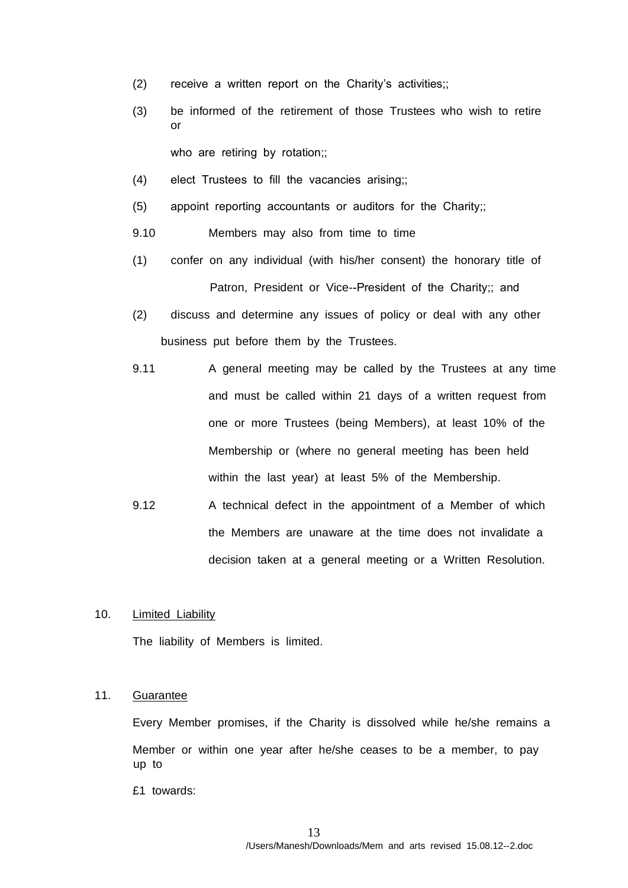(2) receive a written report on the Charity's activities;;

(3) be informed of the retirement of those Trustees who wish to retire or who are retiring by rotation;;

(4) elect Trustees to fill the vacancies arising;;

(5) appoint reporting accountants or auditors for the Charity;;

9.10 Members may also from time to time

(1) confer on any individual (with his/her consent) the honorary title of Patron, President or Vice--President of the Charity;; and

(2) discuss and determine any issues of policy or deal with any other business put before them by the Trustees.

9.11 A general meeting may be called by the Trustees at any time and must be called within 21 days of a written request from one or more Trustees (being Members), at least 10% of the Membership or (where no general meeting has been held within the last year) at least 5% of the Membership.

9.12 A technical defect in the appointment of a Member of which the Members are unaware at the time does not invalidate a decision taken at a general meeting or a Written Resolution.

10. Limited Liability

The liability of Members is limited.

11. Guarantee

Every Member promises, if the Charity is dissolved while he/she remains a Member or within one year after he/she ceases to be a member, to pay up to £1 towards: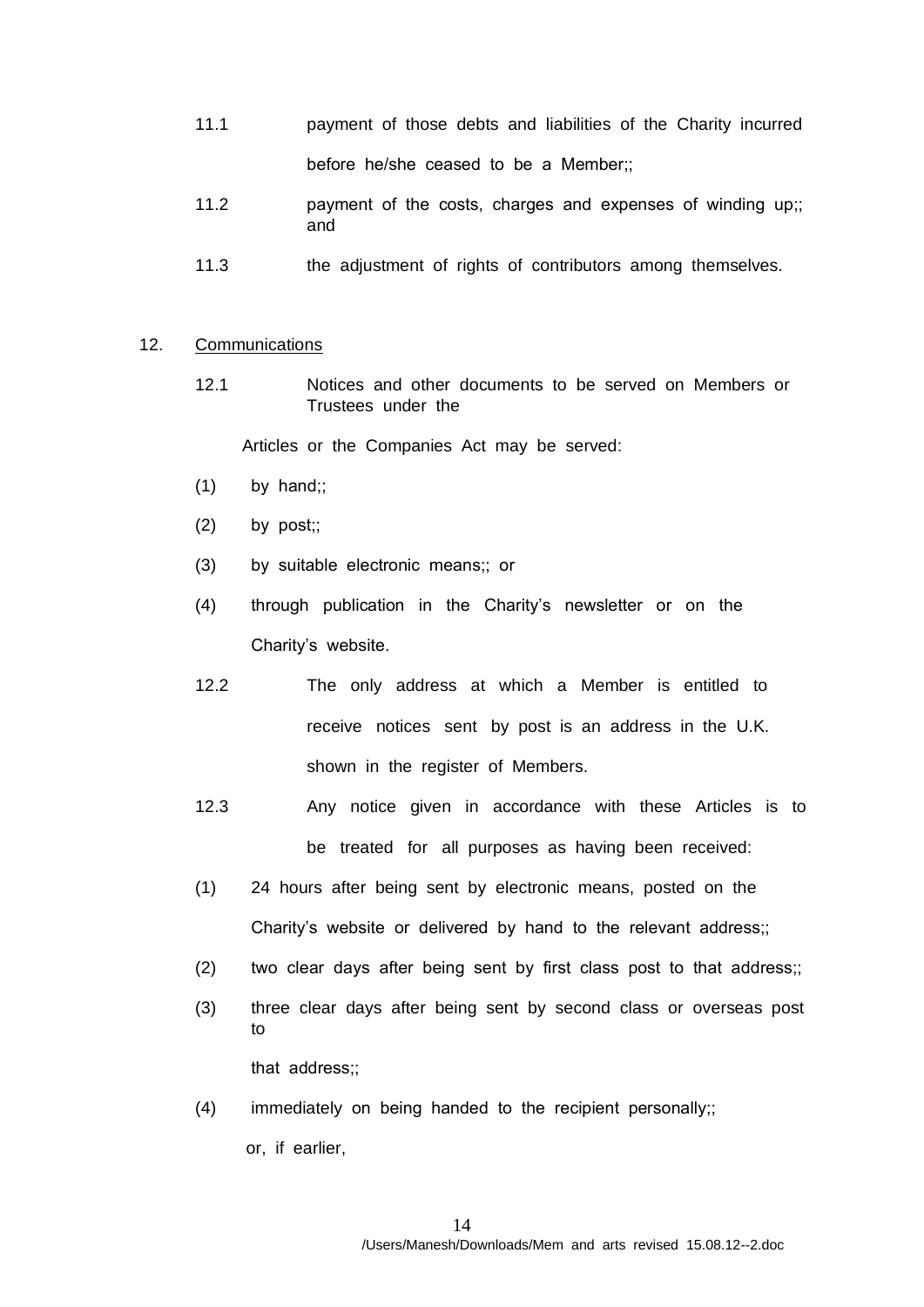11.1 payment of those debts and liabilities of the Charity incurred before he/she ceased to be a Member;;

11.2 payment of the costs, charges and expenses of winding up;; and

11.3 the adjustment of rights of contributors among themselves.

12. <u>Communications</u>

12.1 Notices and other documents to be served on Members or Trustees under the Articles or the Companies Act may be served:

(1) by hand;;

(2) by post;;

(3) by suitable electronic means;; or

(4) through publication in the Charity's newsletter or on the Charity's website.

12.2 The only address at which a Member is entitled to receive notices sent by post is an address in the U.K. shown in the register of Members.

12.3 Any notice given in accordance with these Articles is to be treated for all purposes as having been received:

(1) 24 hours after being sent by electronic means, posted on the Charity's website or delivered by hand to the relevant address;;

(2) two clear days after being sent by first class post to that address;;

(3) three clear days after being sent by second class or overseas post to that address;;

(4) immediately on being handed to the recipient personally;;

or, if earlier,

/Users/Manesh/Downloads/Mem and arts revised 15.08.12--2.doc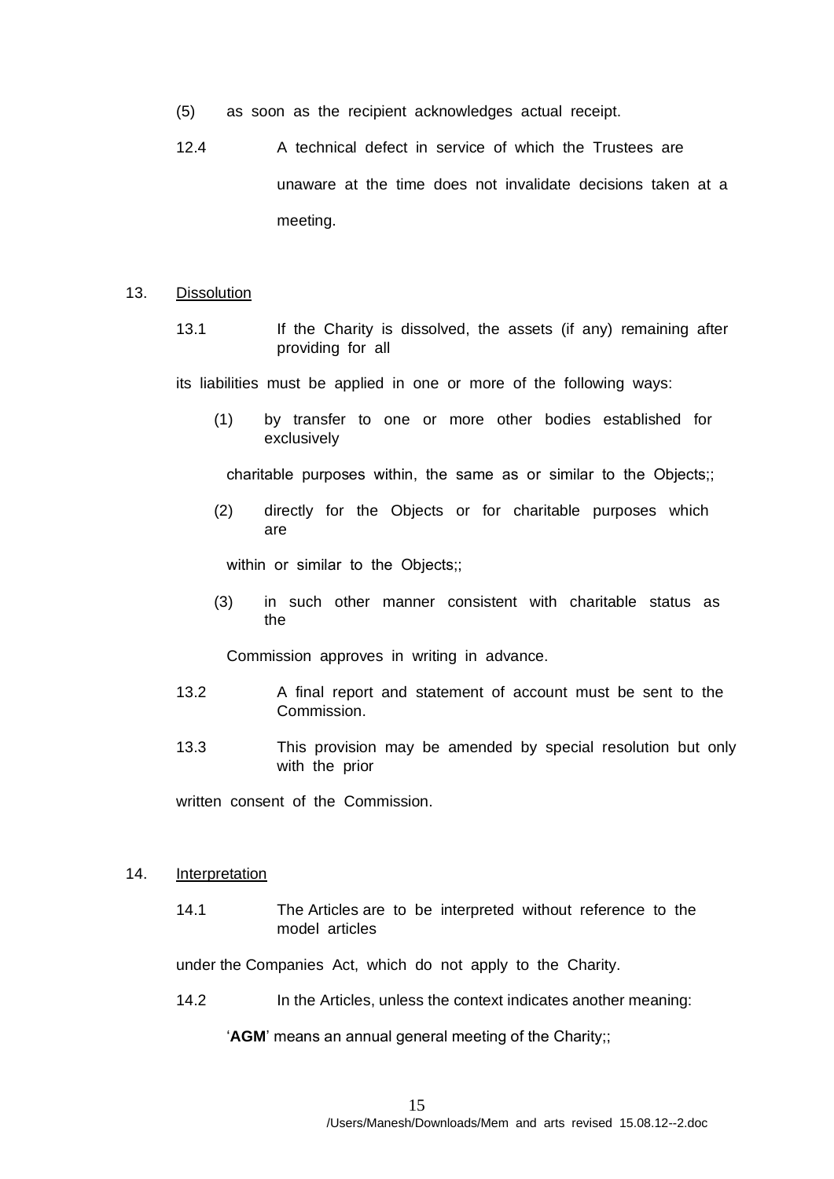(5) as soon as the recipient acknowledges actual receipt.

12.4 A technical defect in service of which the Trustees are unaware at the time does not invalidate decisions taken at a meeting.

13. <u>Dissolution</u>

13.1 If the Charity is dissolved, the assets (if any) remaining after providing for all its liabilities must be applied in one or more of the following ways:

(1) by transfer to one or more other bodies established for exclusively charitable purposes within, the same as or similar to the Objects;;

(2) directly for the Objects or for charitable purposes which are within or similar to the Objects;;

(3) in such other manner consistent with charitable status as the Commission approves in writing in advance.

13.2 A final report and statement of account must be sent to the Commission.

13.3 This provision may be amended by special resolution but only with the prior written consent of the Commission.

14. <u>Interpretation</u>

14.1 The Articles are to be interpreted without reference to the model articles under the Companies Act, which do not apply to the Charity.

14.2 In the Articles, unless the context indicates another meaning:

'**AGM**' means an annual general meeting of the Charity;;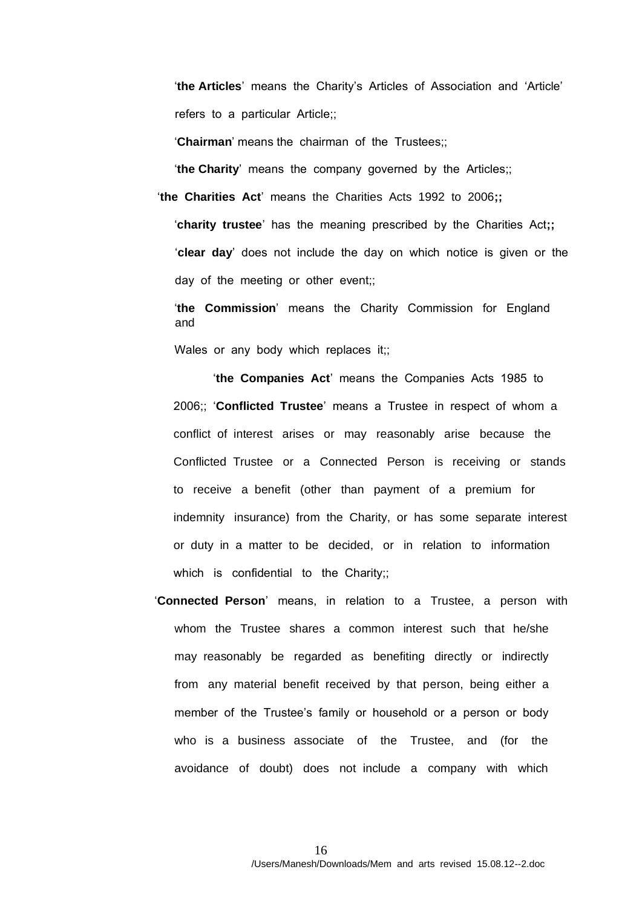'**the Articles**' means the Charity's Articles of Association and 'Article' refers to a particular Article;;

'**Chairman**' means the chairman of the Trustees;;

'**the Charity**' means the company governed by the Articles;;

'**the Charities Act**' means the Charities Acts 1992 to 2006**;;**

'**charity trustee**' has the meaning prescribed by the Charities Act**;;**

'**clear day**' does not include the day on which notice is given or the day of the meeting or other event;;

'**the Commission**' means the Charity Commission for England and

Wales or any body which replaces it;;

'**the Companies Act**' means the Companies Acts 1985 to 2006;; '**Conflicted Trustee**' means a Trustee in respect of whom a conflict of interest arises or may reasonably arise because the Conflicted Trustee or a Connected Person is receiving or stands to receive a benefit (other than payment of a premium for indemnity insurance) from the Charity, or has some separate interest or duty in a matter to be decided, or in relation to information which is confidential to the Charity;;

'**Connected Person**' means, in relation to a Trustee, a person with whom the Trustee shares a common interest such that he/she may reasonably be regarded as benefiting directly or indirectly from any material benefit received by that person, being either a member of the Trustee's family or household or a person or body who is a business associate of the Trustee, and (for the avoidance of doubt) does not include a company with which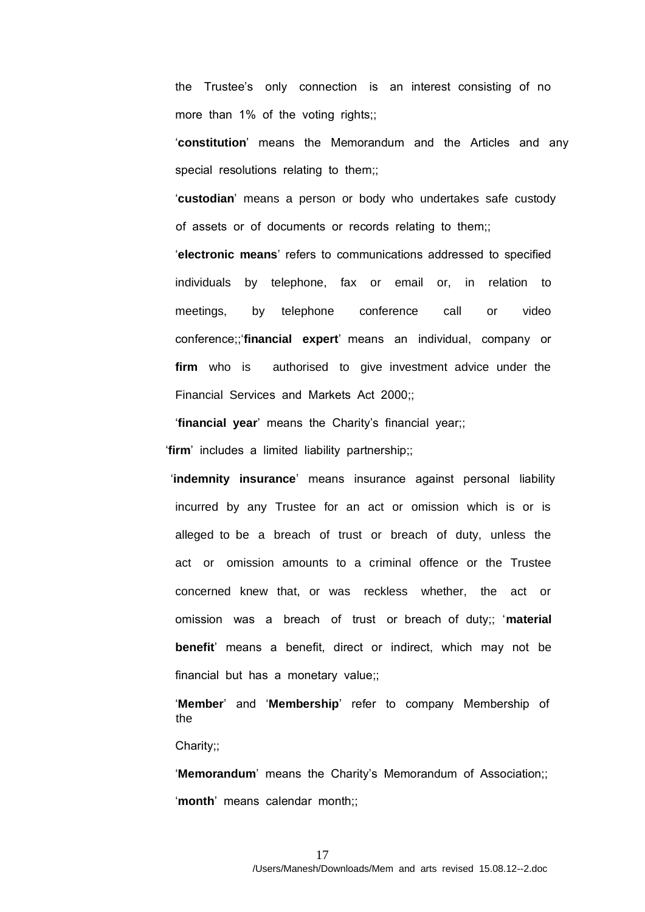the Trustee's only connection is an interest consisting of no more than 1% of the voting rights;;

'**constitution**' means the Memorandum and the Articles and any special resolutions relating to them;;

'**custodian**' means a person or body who undertakes safe custody of assets or of documents or records relating to them;;

'**electronic means**' refers to communications addressed to specified individuals by telephone, fax or email or, in relation to meetings, by telephone conference call or video conference;;'**financial expert**' means an individual, company or **firm** who is authorised to give investment advice under the Financial Services and Markets Act 2000;;

'**financial year**' means the Charity's financial year;;

'**firm**' includes a limited liability partnership;;

'**indemnity insurance**' means insurance against personal liability incurred by any Trustee for an act or omission which is or is alleged to be a breach of trust or breach of duty, unless the act or omission amounts to a criminal offence or the Trustee concerned knew that, or was reckless whether, the act or omission was a breach of trust or breach of duty;; '**material benefit**' means a benefit, direct or indirect, which may not be financial but has a monetary value;;

'**Member**' and '**Membership**' refer to company Membership of the

Charity;;

'**Memorandum**' means the Charity's Memorandum of Association;;

'**month**' means calendar month;;

/Users/Manesh/Downloads/Mem and arts revised 15.08.12--2.doc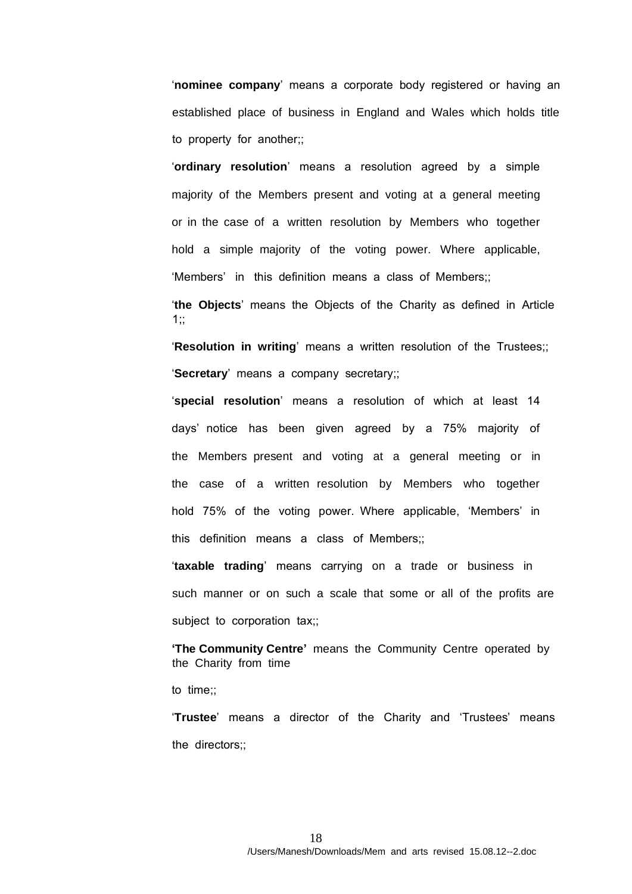'**nominee company**' means a corporate body registered or having an established place of business in England and Wales which holds title to property for another;;

'**ordinary resolution**' means a resolution agreed by a simple majority of the Members present and voting at a general meeting or in the case of a written resolution by Members who together hold a simple majority of the voting power. Where applicable, 'Members' in this definition means a class of Members;;

'**the Objects**' means the Objects of the Charity as defined in Article 1;;

'**Resolution in writing**' means a written resolution of the Trustees;;

'**Secretary**' means a company secretary;;

'**special resolution**' means a resolution of which at least 14 days' notice has been given agreed by a 75% majority of the Members present and voting at a general meeting or in the case of a written resolution by Members who together hold 75% of the voting power. Where applicable, 'Members' in this definition means a class of Members;;

'**taxable trading**' means carrying on a trade or business in such manner or on such a scale that some or all of the profits are subject to corporation tax;;

**'The Community Centre'** means the Community Centre operated by the Charity from time to time;;

'**Trustee**' means a director of the Charity and 'Trustees' means the directors;;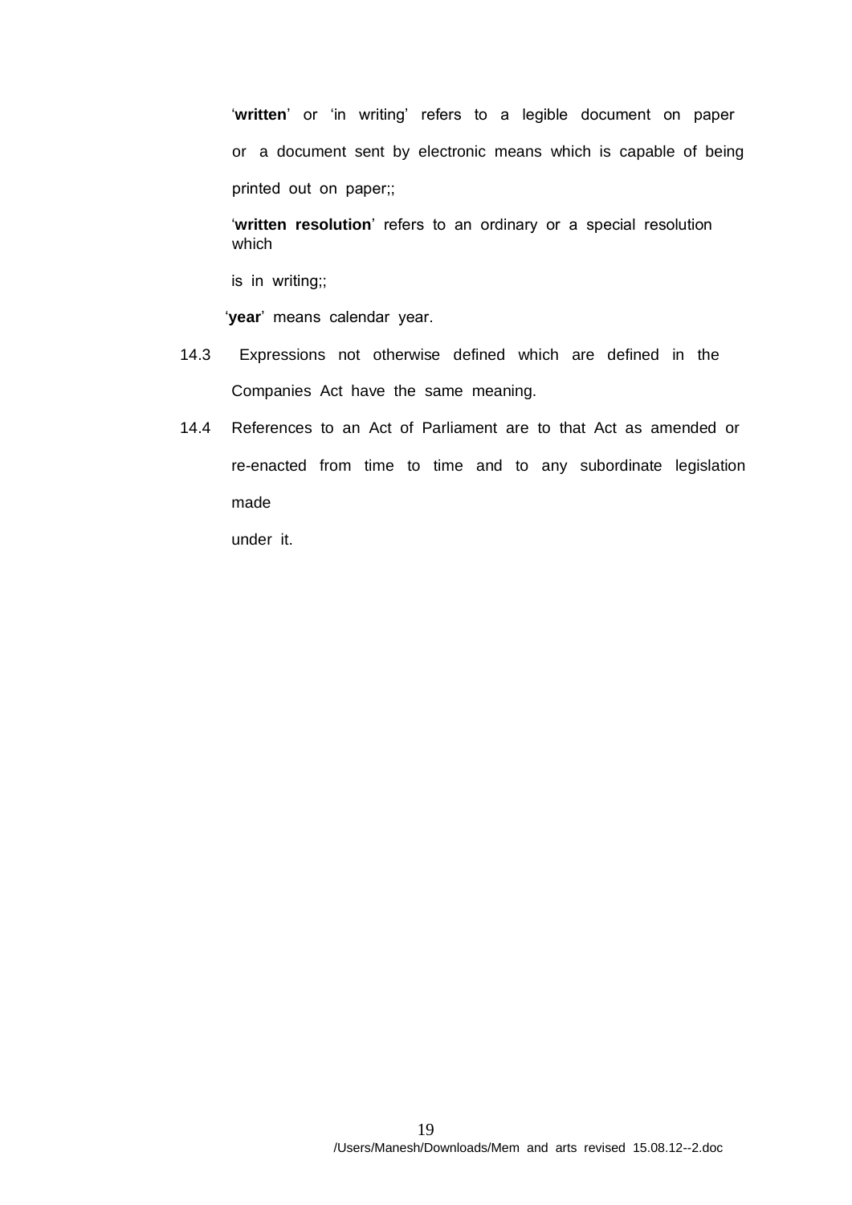'**written**' or 'in writing' refers to a legible document on paper or a document sent by electronic means which is capable of being printed out on paper;;

'**written resolution**' refers to an ordinary or a special resolution which is in writing;;

'**year**' means calendar year.

14.3 Expressions not otherwise defined which are defined in the Companies Act have the same meaning.

14.4 References to an Act of Parliament are to that Act as amended or re-enacted from time to time and to any subordinate legislation made under it.